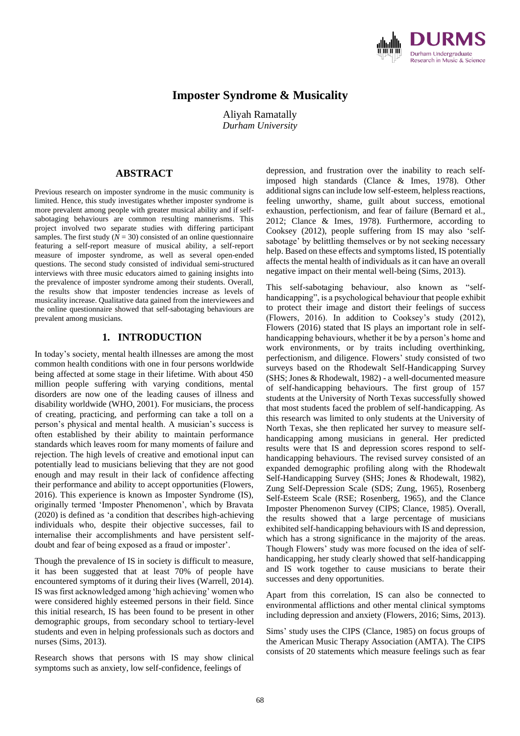# Imposter Syndrome & Musicality

Aliyah Ramatally
*Durham University*

## ABSTRACT

Previous research on imposter syndrome in the music community is limited. Hence, this study investigates whether imposter syndrome is more prevalent among people with greater musical ability and if self-sabotaging behaviours are common resulting mannerisms. This project involved two separate studies with differing participant samples. The first study ($N = 30$) consisted of an online questionnaire featuring a self-report measure of musical ability, a self-report measure of imposter syndrome, as well as several open-ended questions. The second study consisted of individual semi-structured interviews with three music educators aimed to gaining insights into the prevalence of imposter syndrome among their students. Overall, the results show that imposter tendencies increase as levels of musicality increase. Qualitative data gained from the interviewees and the online questionnaire showed that self-sabotaging behaviours are prevalent among musicians.

## 1. INTRODUCTION

In today's society, mental health illnesses are among the most common health conditions with one in four persons worldwide being affected at some stage in their lifetime. With about 450 million people suffering with varying conditions, mental disorders are now one of the leading causes of illness and disability worldwide (WHO, 2001). For musicians, the process of creating, practicing, and performing can take a toll on a person's physical and mental health. A musician's success is often established by their ability to maintain performance standards which leaves room for many moments of failure and rejection. The high levels of creative and emotional input can potentially lead to musicians believing that they are not good enough and may result in their lack of confidence affecting their performance and ability to accept opportunities (Flowers, 2016). This experience is known as Imposter Syndrome (IS), originally termed 'Imposter Phenomenon', which by Bravata (2020) is defined as 'a condition that describes high-achieving individuals who, despite their objective successes, fail to internalise their accomplishments and have persistent self-doubt and fear of being exposed as a fraud or imposter'.

Though the prevalence of IS in society is difficult to measure, it has been suggested that at least 70% of people have encountered symptoms of it during their lives (Warrell, 2014). IS was first acknowledged among 'high achieving' women who were considered highly esteemed persons in their field. Since this initial research, IS has been found to be present in other demographic groups, from secondary school to tertiary-level students and even in helping professionals such as doctors and nurses (Sims, 2013).

Research shows that persons with IS may show clinical symptoms such as anxiety, low self-confidence, feelings of depression, and frustration over the inability to reach self-imposed high standards (Clance & Imes, 1978). Other additional signs can include low self-esteem, helpless reactions, feeling unworthy, shame, guilt about success, emotional exhaustion, perfectionism, and fear of failure (Bernard et al., 2012; Clance & Imes, 1978). Furthermore, according to Cooksey (2012), people suffering from IS may also 'self-sabotage' by belittling themselves or by not seeking necessary help. Based on these effects and symptoms listed, IS potentially affects the mental health of individuals as it can have an overall negative impact on their mental well-being (Sims, 2013).

This self-sabotaging behaviour, also known as "self-handicapping", is a psychological behaviour that people exhibit to protect their image and distort their feelings of success (Flowers, 2016). In addition to Cooksey's study (2012), Flowers (2016) stated that IS plays an important role in self-handicapping behaviours, whether it be by a person's home and work environments, or by traits including overthinking, perfectionism, and diligence. Flowers' study consisted of two surveys based on the Rhodewalt Self-Handicapping Survey (SHS; Jones & Rhodewalt, 1982) - a well-documented measure of self-handicapping behaviours. The first group of 157 students at the University of North Texas successfully showed that most students faced the problem of self-handicapping. As this research was limited to only students at the University of North Texas, she then replicated her survey to measure self-handicapping among musicians in general. Her predicted results were that IS and depression scores respond to self-handicapping behaviours. The revised survey consisted of an expanded demographic profiling along with the Rhodewalt Self-Handicapping Survey (SHS; Jones & Rhodewalt, 1982), Zung Self-Depression Scale (SDS; Zung, 1965), Rosenberg Self-Esteem Scale (RSE; Rosenberg, 1965), and the Clance Imposter Phenomenon Survey (CIPS; Clance, 1985). Overall, the results showed that a large percentage of musicians exhibited self-handicapping behaviours with IS and depression, which has a strong significance in the majority of the areas. Though Flowers' study was more focused on the idea of self-handicapping, her study clearly showed that self-handicapping and IS work together to cause musicians to berate their successes and deny opportunities.

Apart from this correlation, IS can also be connected to environmental afflictions and other mental clinical symptoms including depression and anxiety (Flowers, 2016; Sims, 2013).

Sims' study uses the CIPS (Clance, 1985) on focus groups of the American Music Therapy Association (AMTA). The CIPS consists of 20 statements which measure feelings such as fear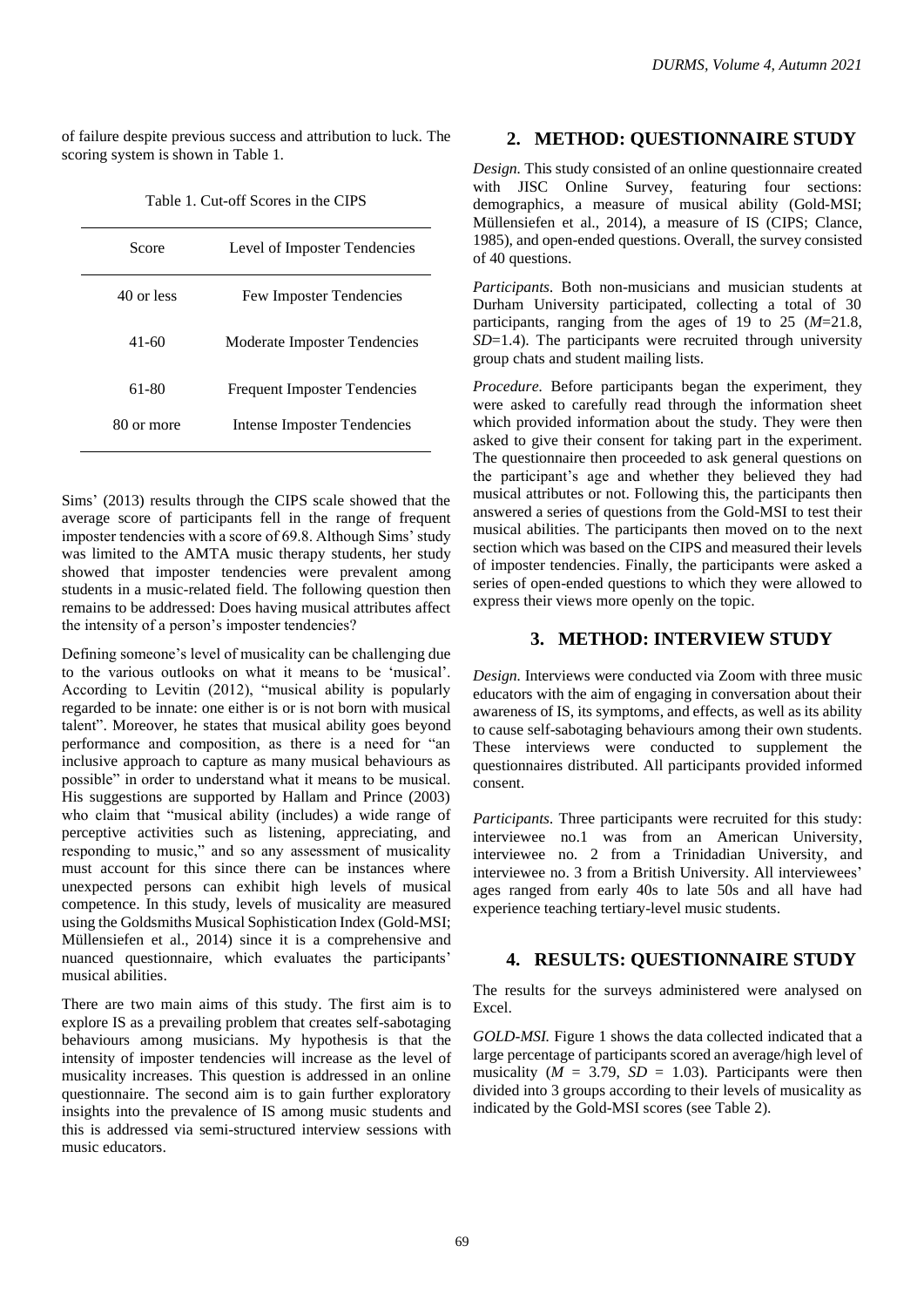of failure despite previous success and attribution to luck. The scoring system is shown in Table 1.

Table 1. Cut-off Scores in the CIPS

| Score | Level of Imposter Tendencies |
|---|---|
| 40 or less | Few Imposter Tendencies |
| 41-60 | Moderate Imposter Tendencies |
| 61-80 | Frequent Imposter Tendencies |
| 80 or more | Intense Imposter Tendencies |

Sims' (2013) results through the CIPS scale showed that the average score of participants fell in the range of frequent imposter tendencies with a score of 69.8. Although Sims' study was limited to the AMTA music therapy students, her study showed that imposter tendencies were prevalent among students in a music-related field. The following question then remains to be addressed: Does having musical attributes affect the intensity of a person's imposter tendencies?

Defining someone's level of musicality can be challenging due to the various outlooks on what it means to be 'musical'. According to Levitin (2012), "musical ability is popularly regarded to be innate: one either is or is not born with musical talent". Moreover, he states that musical ability goes beyond performance and composition, as there is a need for "an inclusive approach to capture as many musical behaviours as possible" in order to understand what it means to be musical. His suggestions are supported by Hallam and Prince (2003) who claim that "musical ability (includes) a wide range of perceptive activities such as listening, appreciating, and responding to music," and so any assessment of musicality must account for this since there can be instances where unexpected persons can exhibit high levels of musical competence. In this study, levels of musicality are measured using the Goldsmiths Musical Sophistication Index (Gold-MSI; Müllensiefen et al., 2014) since it is a comprehensive and nuanced questionnaire, which evaluates the participants' musical abilities.

There are two main aims of this study. The first aim is to explore IS as a prevailing problem that creates self-sabotaging behaviours among musicians. My hypothesis is that the intensity of imposter tendencies will increase as the level of musicality increases. This question is addressed in an online questionnaire. The second aim is to gain further exploratory insights into the prevalence of IS among music students and this is addressed via semi-structured interview sessions with music educators.

## 2. METHOD: QUESTIONNAIRE STUDY

*Design.* This study consisted of an online questionnaire created with JISC Online Survey, featuring four sections: demographics, a measure of musical ability (Gold-MSI; Müllensiefen et al., 2014), a measure of IS (CIPS; Clance, 1985), and open-ended questions. Overall, the survey consisted of 40 questions.

*Participants.* Both non-musicians and musician students at Durham University participated, collecting a total of 30 participants, ranging from the ages of 19 to 25 ($M$=21.8, $SD$=1.4). The participants were recruited through university group chats and student mailing lists.

*Procedure.* Before participants began the experiment, they were asked to carefully read through the information sheet which provided information about the study. They were then asked to give their consent for taking part in the experiment. The questionnaire then proceeded to ask general questions on the participant's age and whether they believed they had musical attributes or not. Following this, the participants then answered a series of questions from the Gold-MSI to test their musical abilities. The participants then moved on to the next section which was based on the CIPS and measured their levels of imposter tendencies. Finally, the participants were asked a series of open-ended questions to which they were allowed to express their views more openly on the topic.

## 3. METHOD: INTERVIEW STUDY

*Design.* Interviews were conducted via Zoom with three music educators with the aim of engaging in conversation about their awareness of IS, its symptoms, and effects, as well as its ability to cause self-sabotaging behaviours among their own students. These interviews were conducted to supplement the questionnaires distributed. All participants provided informed consent.

*Participants.* Three participants were recruited for this study: interviewee no.1 was from an American University, interviewee no. 2 from a Trinidadian University, and interviewee no. 3 from a British University. All interviewees' ages ranged from early 40s to late 50s and all have had experience teaching tertiary-level music students.

## 4. RESULTS: QUESTIONNAIRE STUDY

The results for the surveys administered were analysed on Excel.

*GOLD-MSI.* Figure 1 shows the data collected indicated that a large percentage of participants scored an average/high level of musicality ($M$ = 3.79, $SD$ = 1.03). Participants were then divided into 3 groups according to their levels of musicality as indicated by the Gold-MSI scores (see Table 2).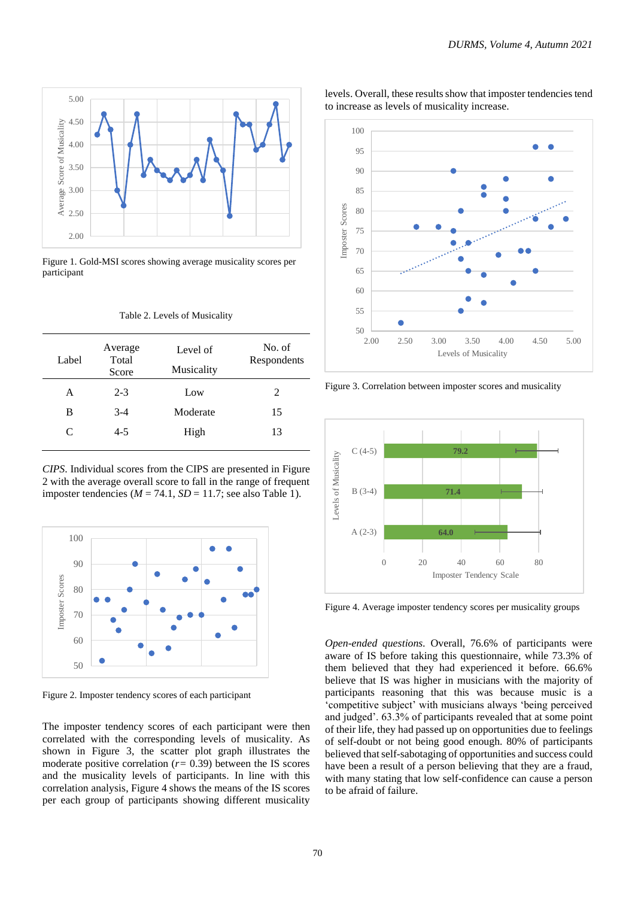Figure 1. Gold-MSI scores showing average musicality scores per participant

Table 2. Levels of Musicality

| Label | Average Total Score | Level of Musicality | No. of Respondents |
|---|---|---|---|
| A | 2-3 | Low | 2 |
| B | 3-4 | Moderate | 15 |
| C | 4-5 | High | 13 |

*CIPS*. Individual scores from the CIPS are presented in Figure 2 with the average overall score to fall in the range of frequent imposter tendencies ($M$ = 74.1, $SD$ = 11.7; see also Table 1).

Figure 2. Imposter tendency scores of each participant

The imposter tendency scores of each participant were then correlated with the corresponding levels of musicality. As shown in Figure 3, the scatter plot graph illustrates the moderate positive correlation ($r$= 0.39) between the IS scores and the musicality levels of participants. In line with this correlation analysis, Figure 4 shows the means of the IS scores per each group of participants showing different musicality levels. Overall, these results show that imposter tendencies tend to increase as levels of musicality increase.

Figure 3. Correlation between imposter scores and musicality

Figure 4. Average imposter tendency scores per musicality groups

*Open-ended questions*. Overall, 76.6% of participants were aware of IS before taking this questionnaire, while 73.3% of them believed that they had experienced it before. 66.6% believe that IS was higher in musicians with the majority of participants reasoning that this was because music is a 'competitive subject' with musicians always 'being perceived and judged'. 63.3% of participants revealed that at some point of their life, they had passed up on opportunities due to feelings of self-doubt or not being good enough. 80% of participants believed that self-sabotaging of opportunities and success could have been a result of a person believing that they are a fraud, with many stating that low self-confidence can cause a person to be afraid of failure.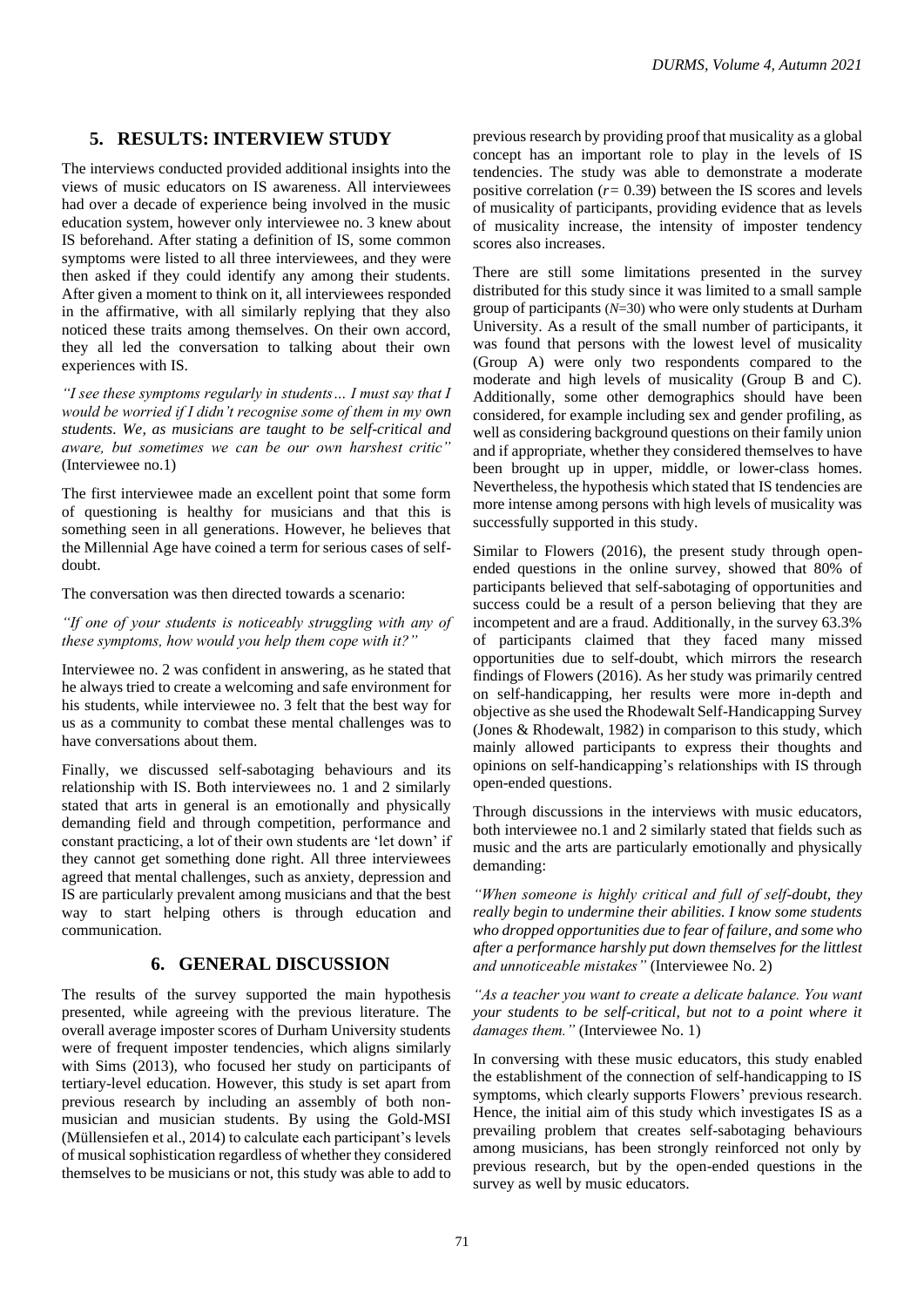## 5. RESULTS: INTERVIEW STUDY

The interviews conducted provided additional insights into the views of music educators on IS awareness. All interviewees had over a decade of experience being involved in the music education system, however only interviewee no. 3 knew about IS beforehand. After stating a definition of IS, some common symptoms were listed to all three interviewees, and they were then asked if they could identify any among their students. After given a moment to think on it, all interviewees responded in the affirmative, with all similarly replying that they also noticed these traits among themselves. On their own accord, they all led the conversation to talking about their own experiences with IS.

*"I see these symptoms regularly in students… I must say that I would be worried if I didn't recognise some of them in my own students. We, as musicians are taught to be self-critical and aware, but sometimes we can be our own harshest critic"* (Interviewee no.1)

The first interviewee made an excellent point that some form of questioning is healthy for musicians and that this is something seen in all generations. However, he believes that the Millennial Age have coined a term for serious cases of self-doubt.

The conversation was then directed towards a scenario:

*"If one of your students is noticeably struggling with any of these symptoms, how would you help them cope with it?"*

Interviewee no. 2 was confident in answering, as he stated that he always tried to create a welcoming and safe environment for his students, while interviewee no. 3 felt that the best way for us as a community to combat these mental challenges was to have conversations about them.

Finally, we discussed self-sabotaging behaviours and its relationship with IS. Both interviewees no. 1 and 2 similarly stated that arts in general is an emotionally and physically demanding field and through competition, performance and constant practicing, a lot of their own students are 'let down' if they cannot get something done right. All three interviewees agreed that mental challenges, such as anxiety, depression and IS are particularly prevalent among musicians and that the best way to start helping others is through education and communication.

## 6. GENERAL DISCUSSION

The results of the survey supported the main hypothesis presented, while agreeing with the previous literature. The overall average imposter scores of Durham University students were of frequent imposter tendencies, which aligns similarly with Sims (2013), who focused her study on participants of tertiary-level education. However, this study is set apart from previous research by including an assembly of both non-musician and musician students. By using the Gold-MSI (Müllensiefen et al., 2014) to calculate each participant's levels of musical sophistication regardless of whether they considered themselves to be musicians or not, this study was able to add to previous research by providing proof that musicality as a global concept has an important role to play in the levels of IS tendencies. The study was able to demonstrate a moderate positive correlation ($r = 0.39$) between the IS scores and levels of musicality of participants, providing evidence that as levels of musicality increase, the intensity of imposter tendency scores also increases.

There are still some limitations presented in the survey distributed for this study since it was limited to a small sample group of participants ($N$=30) who were only students at Durham University. As a result of the small number of participants, it was found that persons with the lowest level of musicality (Group A) were only two respondents compared to the moderate and high levels of musicality (Group B and C). Additionally, some other demographics should have been considered, for example including sex and gender profiling, as well as considering background questions on their family union and if appropriate, whether they considered themselves to have been brought up in upper, middle, or lower-class homes. Nevertheless, the hypothesis which stated that IS tendencies are more intense among persons with high levels of musicality was successfully supported in this study.

Similar to Flowers (2016), the present study through open-ended questions in the online survey, showed that 80% of participants believed that self-sabotaging of opportunities and success could be a result of a person believing that they are incompetent and are a fraud. Additionally, in the survey 63.3% of participants claimed that they faced many missed opportunities due to self-doubt, which mirrors the research findings of Flowers (2016). As her study was primarily centred on self-handicapping, her results were more in-depth and objective as she used the Rhodewalt Self-Handicapping Survey (Jones & Rhodewalt, 1982) in comparison to this study, which mainly allowed participants to express their thoughts and opinions on self-handicapping's relationships with IS through open-ended questions.

Through discussions in the interviews with music educators, both interviewee no.1 and 2 similarly stated that fields such as music and the arts are particularly emotionally and physically demanding:

*"When someone is highly critical and full of self-doubt, they really begin to undermine their abilities. I know some students who dropped opportunities due to fear of failure, and some who after a performance harshly put down themselves for the littlest and unnoticeable mistakes"* (Interviewee No. 2)

*"As a teacher you want to create a delicate balance. You want your students to be self-critical, but not to a point where it damages them."* (Interviewee No. 1)

In conversing with these music educators, this study enabled the establishment of the connection of self-handicapping to IS symptoms, which clearly supports Flowers' previous research. Hence, the initial aim of this study which investigates IS as a prevailing problem that creates self-sabotaging behaviours among musicians, has been strongly reinforced not only by previous research, but by the open-ended questions in the survey as well by music educators.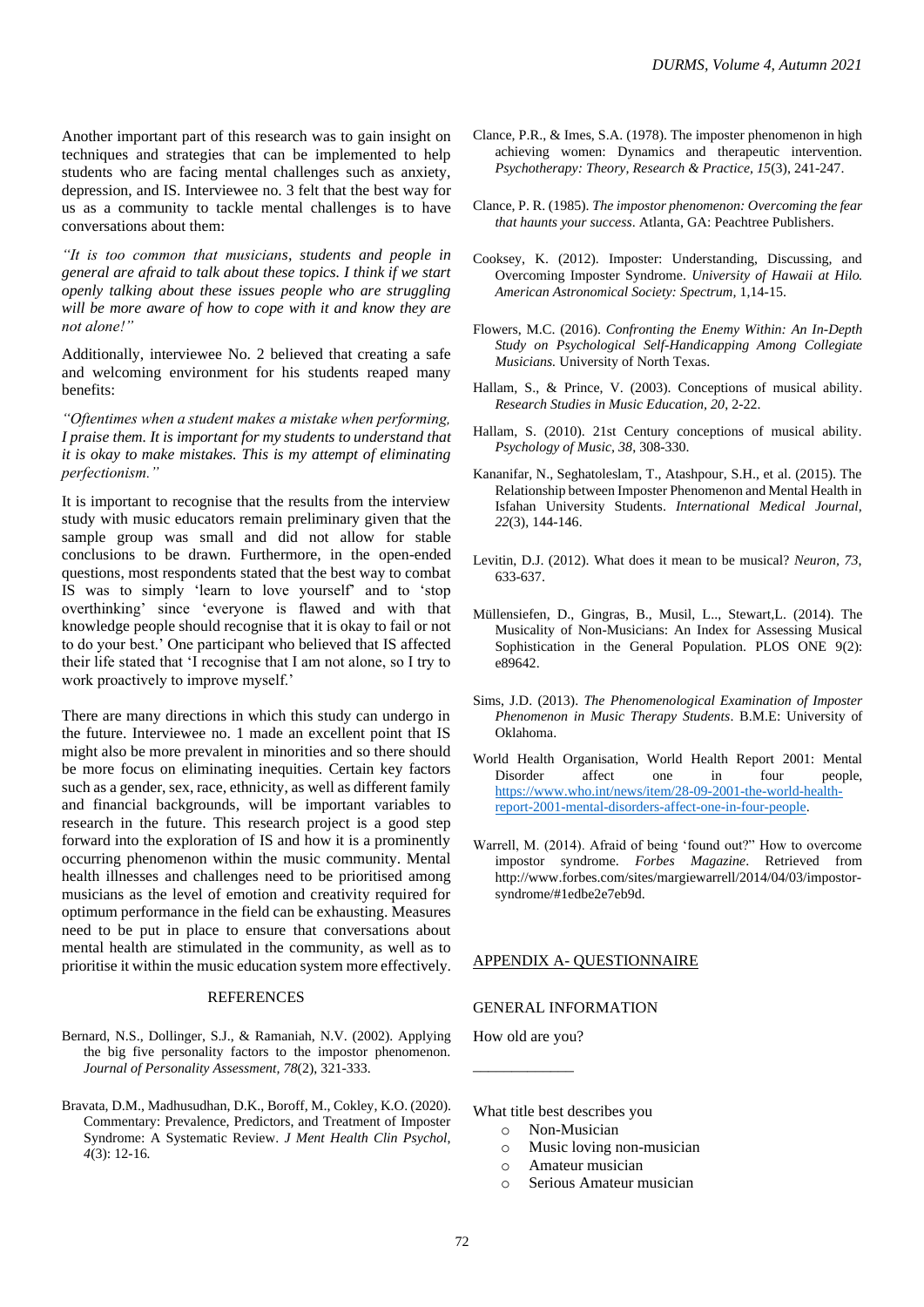Another important part of this research was to gain insight on techniques and strategies that can be implemented to help students who are facing mental challenges such as anxiety, depression, and IS. Interviewee no. 3 felt that the best way for us as a community to tackle mental challenges is to have conversations about them:

*"It is too common that musicians, students and people in general are afraid to talk about these topics. I think if we start openly talking about these issues people who are struggling will be more aware of how to cope with it and know they are not alone!"*

Additionally, interviewee No. 2 believed that creating a safe and welcoming environment for his students reaped many benefits:

*"Oftentimes when a student makes a mistake when performing, I praise them. It is important for my students to understand that it is okay to make mistakes. This is my attempt of eliminating perfectionism."*

It is important to recognise that the results from the interview study with music educators remain preliminary given that the sample group was small and did not allow for stable conclusions to be drawn. Furthermore, in the open-ended questions, most respondents stated that the best way to combat IS was to simply 'learn to love yourself' and to 'stop overthinking' since 'everyone is flawed and with that knowledge people should recognise that it is okay to fail or not to do your best.' One participant who believed that IS affected their life stated that 'I recognise that I am not alone, so I try to work proactively to improve myself.'

There are many directions in which this study can undergo in the future. Interviewee no. 1 made an excellent point that IS might also be more prevalent in minorities and so there should be more focus on eliminating inequities. Certain key factors such as a gender, sex, race, ethnicity, as well as different family and financial backgrounds, will be important variables to research in the future. This research project is a good step forward into the exploration of IS and how it is a prominently occurring phenomenon within the music community. Mental health illnesses and challenges need to be prioritised among musicians as the level of emotion and creativity required for optimum performance in the field can be exhausting. Measures need to be put in place to ensure that conversations about mental health are stimulated in the community, as well as to prioritise it within the music education system more effectively.

## REFERENCES

Bernard, N.S., Dollinger, S.J., & Ramaniah, N.V. (2002). Applying the big five personality factors to the impostor phenomenon. *Journal of Personality Assessment, 78*(2), 321-333.

Bravata, D.M., Madhusudhan, D.K., Boroff, M., Cokley, K.O. (2020). Commentary: Prevalence, Predictors, and Treatment of Imposter Syndrome: A Systematic Review. *J Ment Health Clin Psychol, 4*(3): 12-16.

Clance, P.R., & Imes, S.A. (1978). The imposter phenomenon in high achieving women: Dynamics and therapeutic intervention. *Psychotherapy: Theory, Research & Practice, 15*(3), 241-247.

Clance, P. R. (1985). *The impostor phenomenon: Overcoming the fear that haunts your success*. Atlanta, GA: Peachtree Publishers.

Cooksey, K. (2012). Imposter: Understanding, Discussing, and Overcoming Imposter Syndrome. *University of Hawaii at Hilo. American Astronomical Society: Spectrum*, 1,14-15.

Flowers, M.C. (2016). *Confronting the Enemy Within: An In-Depth Study on Psychological Self-Handicapping Among Collegiate Musicians.* University of North Texas.

Hallam, S., & Prince, V. (2003). Conceptions of musical ability. *Research Studies in Music Education, 20*, 2-22.

Hallam, S. (2010). 21st Century conceptions of musical ability. *Psychology of Music, 38*, 308-330.

Kananifar, N., Seghatoleslam, T., Atashpour, S.H., et al. (2015). The Relationship between Imposter Phenomenon and Mental Health in Isfahan University Students. *International Medical Journal, 22*(3), 144-146.

Levitin, D.J. (2012). What does it mean to be musical? *Neuron, 73*, 633-637.

Müllensiefen, D., Gingras, B., Musil, L.., Stewart,L. (2014). The Musicality of Non-Musicians: An Index for Assessing Musical Sophistication in the General Population. PLOS ONE 9(2): e89642.

Sims, J.D. (2013). *The Phenomenological Examination of Imposter Phenomenon in Music Therapy Students*. B.M.E: University of Oklahoma.

World Health Organisation, World Health Report 2001: Mental Disorder affect one in four people, https://www.who.int/news/item/28-09-2001-the-world-health-report-2001-mental-disorders-affect-one-in-four-people.

Warrell, M. (2014). Afraid of being 'found out?" How to overcome impostor syndrome. *Forbes Magazine*. Retrieved from http://www.forbes.com/sites/margiewarrell/2014/04/03/impostor-syndrome/#1edbe2e7eb9d.

## APPENDIX A- QUESTIONNAIRE

### GENERAL INFORMATION

How old are you?

____________

What title best describes you

- Non-Musician
- Music loving non-musician
- Amateur musician
- Serious Amateur musician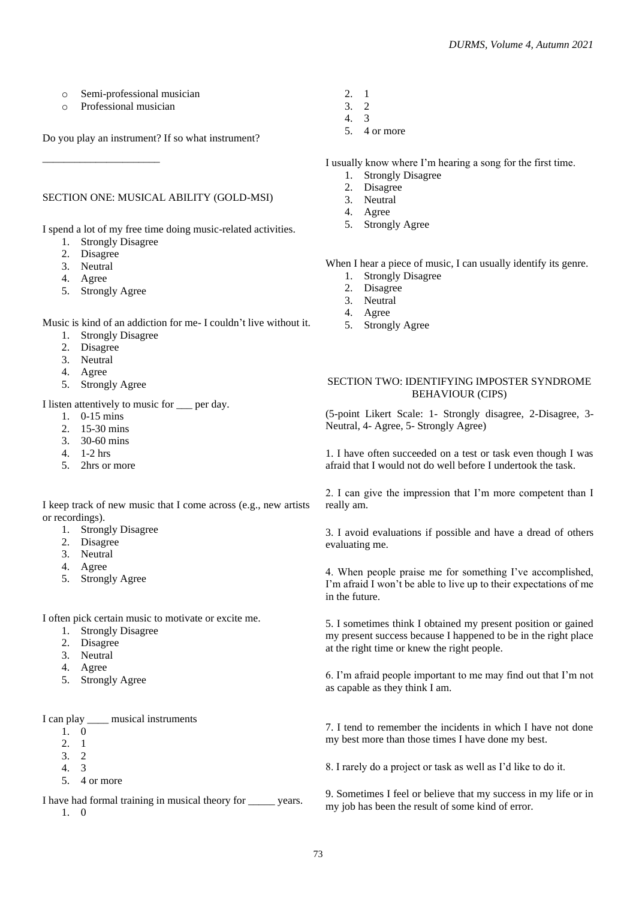- Semi-professional musician
- Professional musician

Do you play an instrument? If so what instrument?

______________________

SECTION ONE: MUSICAL ABILITY (GOLD-MSI)

I spend a lot of my free time doing music-related activities.

1. Strongly Disagree
2. Disagree
3. Neutral
4. Agree
5. Strongly Agree

Music is kind of an addiction for me- I couldn't live without it.

1. Strongly Disagree
2. Disagree
3. Neutral
4. Agree
5. Strongly Agree

I listen attentively to music for ___ per day.

1. 0-15 mins
2. 15-30 mins
3. 30-60 mins
4. 1-2 hrs
5. 2hrs or more

I keep track of new music that I come across (e.g., new artists or recordings).

1. Strongly Disagree
2. Disagree
3. Neutral
4. Agree
5. Strongly Agree

I often pick certain music to motivate or excite me.

1. Strongly Disagree
2. Disagree
3. Neutral
4. Agree
5. Strongly Agree

I can play ____ musical instruments

1. 0
2. 1
3. 2
4. 3
5. 4 or more

I have had formal training in musical theory for _____ years.

1. 0
2. 1
3. 2
4. 3
5. 4 or more

I usually know where I'm hearing a song for the first time.

1. Strongly Disagree
2. Disagree
3. Neutral
4. Agree
5. Strongly Agree

When I hear a piece of music, I can usually identify its genre.

1. Strongly Disagree
2. Disagree
3. Neutral
4. Agree
5. Strongly Agree

SECTION TWO: IDENTIFYING IMPOSTER SYNDROME BEHAVIOUR (CIPS)

(5-point Likert Scale: 1- Strongly disagree, 2-Disagree, 3-Neutral, 4- Agree, 5- Strongly Agree)

1. I have often succeeded on a test or task even though I was afraid that I would not do well before I undertook the task.

2. I can give the impression that I'm more competent than I really am.

3. I avoid evaluations if possible and have a dread of others evaluating me.

4. When people praise me for something I've accomplished, I'm afraid I won't be able to live up to their expectations of me in the future.

5. I sometimes think I obtained my present position or gained my present success because I happened to be in the right place at the right time or knew the right people.

6. I'm afraid people important to me may find out that I'm not as capable as they think I am.

7. I tend to remember the incidents in which I have not done my best more than those times I have done my best.

8. I rarely do a project or task as well as I'd like to do it.

9. Sometimes I feel or believe that my success in my life or in my job has been the result of some kind of error.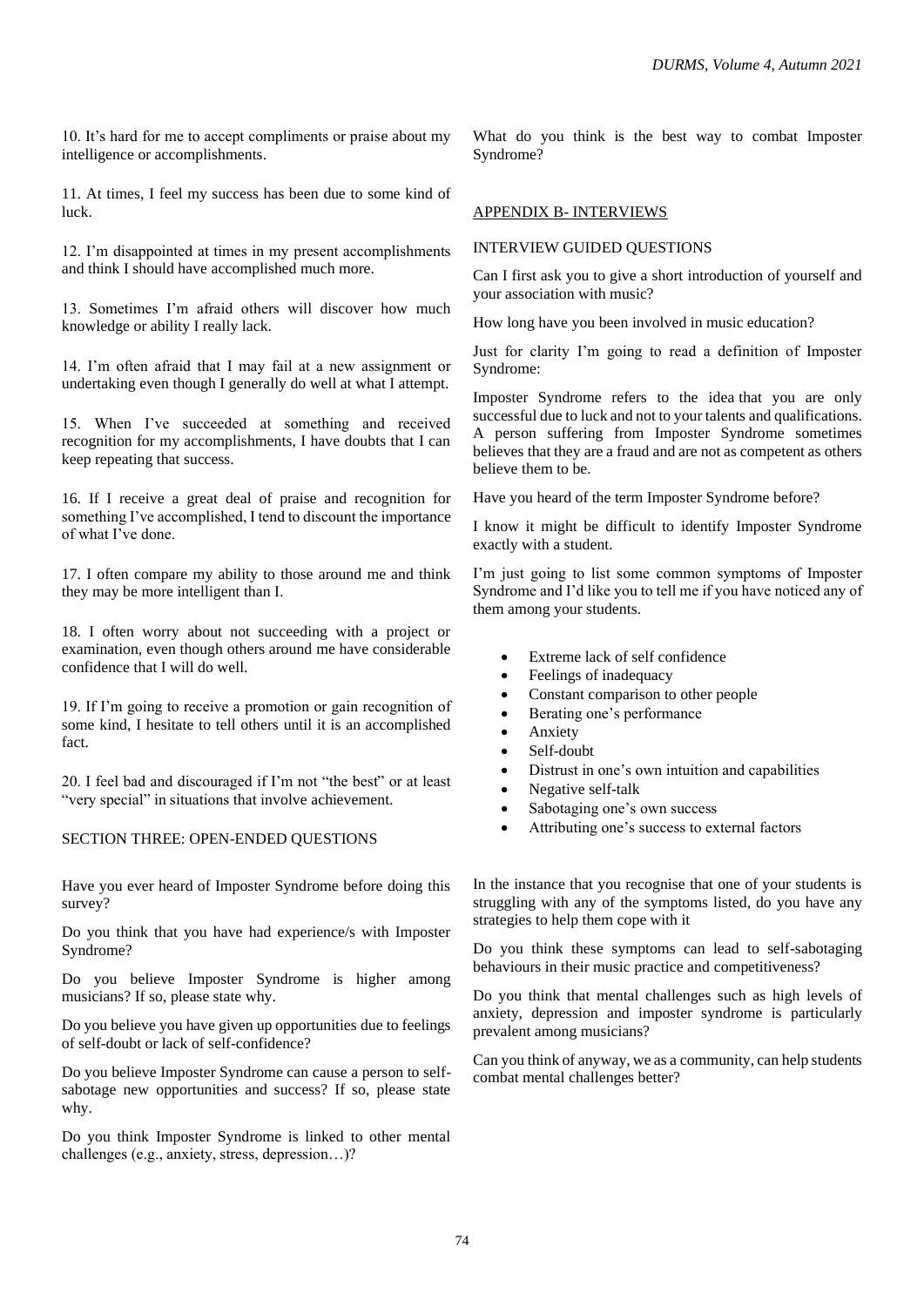10. It's hard for me to accept compliments or praise about my intelligence or accomplishments.

11. At times, I feel my success has been due to some kind of luck.

12. I'm disappointed at times in my present accomplishments and think I should have accomplished much more.

13. Sometimes I'm afraid others will discover how much knowledge or ability I really lack.

14. I'm often afraid that I may fail at a new assignment or undertaking even though I generally do well at what I attempt.

15. When I've succeeded at something and received recognition for my accomplishments, I have doubts that I can keep repeating that success.

16. If I receive a great deal of praise and recognition for something I've accomplished, I tend to discount the importance of what I've done.

17. I often compare my ability to those around me and think they may be more intelligent than I.

18. I often worry about not succeeding with a project or examination, even though others around me have considerable confidence that I will do well.

19. If I'm going to receive a promotion or gain recognition of some kind, I hesitate to tell others until it is an accomplished fact.

20. I feel bad and discouraged if I'm not "the best" or at least "very special" in situations that involve achievement.

## SECTION THREE: OPEN-ENDED QUESTIONS

Have you ever heard of Imposter Syndrome before doing this survey?

Do you think that you have had experience/s with Imposter Syndrome?

Do you believe Imposter Syndrome is higher among musicians? If so, please state why.

Do you believe you have given up opportunities due to feelings of self-doubt or lack of self-confidence?

Do you believe Imposter Syndrome can cause a person to self-sabotage new opportunities and success? If so, please state why.

Do you think Imposter Syndrome is linked to other mental challenges (e.g., anxiety, stress, depression…)?

What do you think is the best way to combat Imposter Syndrome?

## APPENDIX B- INTERVIEWS

### INTERVIEW GUIDED QUESTIONS

Can I first ask you to give a short introduction of yourself and your association with music?

How long have you been involved in music education?

Just for clarity I'm going to read a definition of Imposter Syndrome:

Imposter Syndrome refers to the idea that you are only successful due to luck and not to your talents and qualifications. A person suffering from Imposter Syndrome sometimes believes that they are a fraud and are not as competent as others believe them to be.

Have you heard of the term Imposter Syndrome before?

I know it might be difficult to identify Imposter Syndrome exactly with a student.

I'm just going to list some common symptoms of Imposter Syndrome and I'd like you to tell me if you have noticed any of them among your students.

- Extreme lack of self confidence
- Feelings of inadequacy
- Constant comparison to other people
- Berating one's performance
- Anxiety
- Self-doubt
- Distrust in one's own intuition and capabilities
- Negative self-talk
- Sabotaging one's own success
- Attributing one's success to external factors

In the instance that you recognise that one of your students is struggling with any of the symptoms listed, do you have any strategies to help them cope with it

Do you think these symptoms can lead to self-sabotaging behaviours in their music practice and competitiveness?

Do you think that mental challenges such as high levels of anxiety, depression and imposter syndrome is particularly prevalent among musicians?

Can you think of anyway, we as a community, can help students combat mental challenges better?